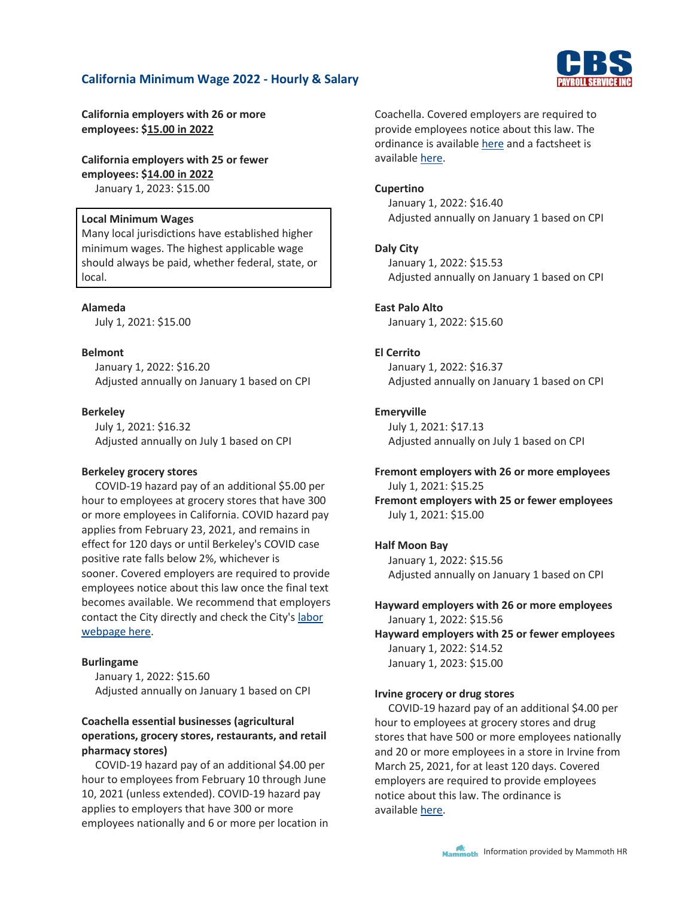## California Minimum Wage 2022 - Hourly & Salary

**California employers with 26 or more employees: $15.00 in 2022**

**California employers with 25 or fewer employees: $14.00 in 2022**
January 1, 2023: $15.00

**Local Minimum Wages**
Many local jurisdictions have established higher minimum wages. The highest applicable wage should always be paid, whether federal, state, or local.

**Alameda**
July 1, 2021: $15.00

**Belmont**
January 1, 2022: $16.20
Adjusted annually on January 1 based on CPI

**Berkeley**
July 1, 2021: $16.32
Adjusted annually on July 1 based on CPI

**Berkeley grocery stores**
COVID-19 hazard pay of an additional $5.00 per hour to employees at grocery stores that have 300 or more employees in California. COVID hazard pay applies from February 23, 2021, and remains in effect for 120 days or until Berkeley's COVID case positive rate falls below 2%, whichever is sooner. Covered employers are required to provide employees notice about this law once the final text becomes available. We recommend that employers contact the City directly and check the City's labor webpage here.

**Burlingame**
January 1, 2022: $15.60
Adjusted annually on January 1 based on CPI

**Coachella essential businesses (agricultural operations, grocery stores, restaurants, and retail pharmacy stores)**
COVID-19 hazard pay of an additional $4.00 per hour to employees from February 10 through June 10, 2021 (unless extended). COVID-19 hazard pay applies to employers that have 300 or more employees nationally and 6 or more per location in Coachella. Covered employers are required to provide employees notice about this law. The ordinance is available here and a factsheet is available here.

**Cupertino**
January 1, 2022: $16.40
Adjusted annually on January 1 based on CPI

**Daly City**
January 1, 2022: $15.53
Adjusted annually on January 1 based on CPI

**East Palo Alto**
January 1, 2022: $15.60

**El Cerrito**
January 1, 2022: $16.37
Adjusted annually on January 1 based on CPI

**Emeryville**
July 1, 2021: $17.13
Adjusted annually on July 1 based on CPI

**Fremont employers with 26 or more employees**
July 1, 2021: $15.25
**Fremont employers with 25 or fewer employees**
July 1, 2021: $15.00

**Half Moon Bay**
January 1, 2022: $15.56
Adjusted annually on January 1 based on CPI

**Hayward employers with 26 or more employees**
January 1, 2022: $15.56
**Hayward employers with 25 or fewer employees**
January 1, 2022: $14.52
January 1, 2023: $15.00

**Irvine grocery or drug stores**
COVID-19 hazard pay of an additional $4.00 per hour to employees at grocery stores and drug stores that have 500 or more employees nationally and 20 or more employees in a store in Irvine from March 25, 2021, for at least 120 days. Covered employers are required to provide employees notice about this law. The ordinance is available here.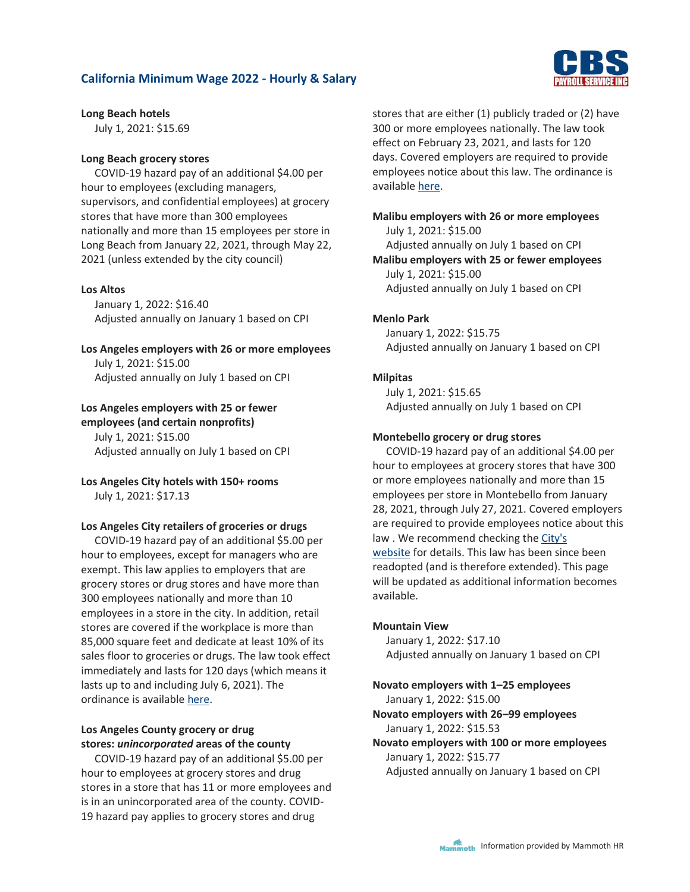**Long Beach hotels**
July 1, 2021: $15.69

**Long Beach grocery stores**
COVID-19 hazard pay of an additional $4.00 per hour to employees (excluding managers, supervisors, and confidential employees) at grocery stores that have more than 300 employees nationally and more than 15 employees per store in Long Beach from January 22, 2021, through May 22, 2021 (unless extended by the city council)

**Los Altos**
January 1, 2022: $16.40
Adjusted annually on January 1 based on CPI

**Los Angeles employers with 26 or more employees**
July 1, 2021: $15.00
Adjusted annually on July 1 based on CPI

**Los Angeles employers with 25 or fewer employees (and certain nonprofits)**
July 1, 2021: $15.00
Adjusted annually on July 1 based on CPI

**Los Angeles City hotels with 150+ rooms**
July 1, 2021: $17.13

**Los Angeles City retailers of groceries or drugs**
COVID-19 hazard pay of an additional $5.00 per hour to employees, except for managers who are exempt. This law applies to employers that are grocery stores or drug stores and have more than 300 employees nationally and more than 10 employees in a store in the city. In addition, retail stores are covered if the workplace is more than 85,000 square feet and dedicate at least 10% of its sales floor to groceries or drugs. The law took effect immediately and lasts for 120 days (which means it lasts up to and including July 6, 2021). The ordinance is available here.

**Los Angeles County grocery or drug stores: *unincorporated* areas of the county**
COVID-19 hazard pay of an additional $5.00 per hour to employees at grocery stores and drug stores in a store that has 11 or more employees and is in an unincorporated area of the county. COVID-19 hazard pay applies to grocery stores and drug stores that are either (1) publicly traded or (2) have 300 or more employees nationally. The law took effect on February 23, 2021, and lasts for 120 days. Covered employers are required to provide employees notice about this law. The ordinance is available here.

**Malibu employers with 26 or more employees**
July 1, 2021: $15.00
Adjusted annually on July 1 based on CPI

**Malibu employers with 25 or fewer employees**
July 1, 2021: $15.00
Adjusted annually on July 1 based on CPI

**Menlo Park**
January 1, 2022: $15.75
Adjusted annually on January 1 based on CPI

**Milpitas**
July 1, 2021: $15.65
Adjusted annually on July 1 based on CPI

**Montebello grocery or drug stores**
COVID-19 hazard pay of an additional $4.00 per hour to employees at grocery stores that have 300 or more employees nationally and more than 15 employees per store in Montebello from January 28, 2021, through July 27, 2021. Covered employers are required to provide employees notice about this law . We recommend checking the City's website for details. This law has been since been readopted (and is therefore extended). This page will be updated as additional information becomes available.

**Mountain View**
January 1, 2022: $17.10
Adjusted annually on January 1 based on CPI

**Novato employers with 1–25 employees**
January 1, 2022: $15.00

**Novato employers with 26–99 employees**
January 1, 2022: $15.53

**Novato employers with 100 or more employees**
January 1, 2022: $15.77
Adjusted annually on January 1 based on CPI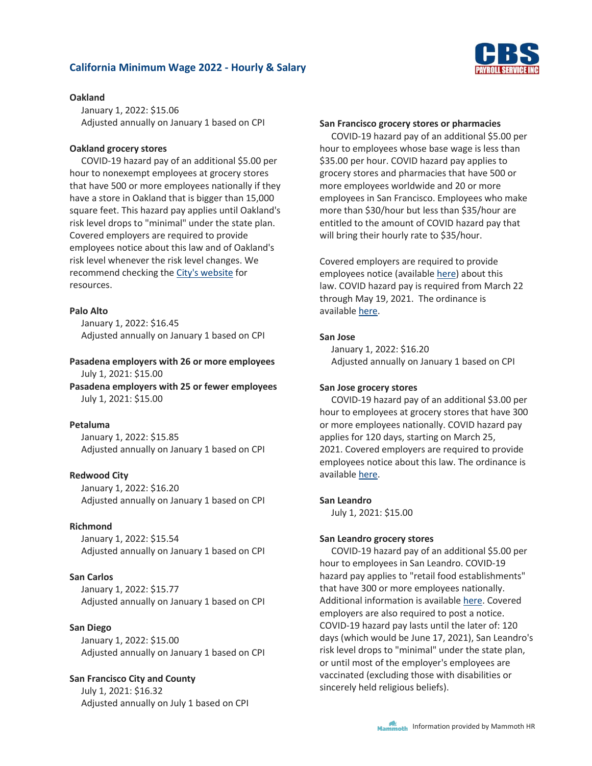## California Minimum Wage 2022 - Hourly & Salary

**Oakland**
January 1, 2022: $15.06
Adjusted annually on January 1 based on CPI

**Oakland grocery stores**
COVID-19 hazard pay of an additional $5.00 per hour to nonexempt employees at grocery stores that have 500 or more employees nationally if they have a store in Oakland that is bigger than 15,000 square feet. This hazard pay applies until Oakland's risk level drops to "minimal" under the state plan. Covered employers are required to provide employees notice about this law and of Oakland's risk level whenever the risk level changes. We recommend checking the City's website for resources.

**Palo Alto**
January 1, 2022: $16.45
Adjusted annually on January 1 based on CPI

**Pasadena employers with 26 or more employees**
July 1, 2021: $15.00
**Pasadena employers with 25 or fewer employees**
July 1, 2021: $15.00

**Petaluma**
January 1, 2022: $15.85
Adjusted annually on January 1 based on CPI

**Redwood City**
January 1, 2022: $16.20
Adjusted annually on January 1 based on CPI

**Richmond**
January 1, 2022: $15.54
Adjusted annually on January 1 based on CPI

**San Carlos**
January 1, 2022: $15.77
Adjusted annually on January 1 based on CPI

**San Diego**
January 1, 2022: $15.00
Adjusted annually on January 1 based on CPI

**San Francisco City and County**
July 1, 2021: $16.32
Adjusted annually on July 1 based on CPI

**San Francisco grocery stores or pharmacies**
COVID-19 hazard pay of an additional $5.00 per hour to employees whose base wage is less than $35.00 per hour. COVID hazard pay applies to grocery stores and pharmacies that have 500 or more employees worldwide and 20 or more employees in San Francisco. Employees who make more than $30/hour but less than $35/hour are entitled to the amount of COVID hazard pay that will bring their hourly rate to $35/hour.

Covered employers are required to provide employees notice (available here) about this law. COVID hazard pay is required from March 22 through May 19, 2021. The ordinance is available here.

**San Jose**
January 1, 2022: $16.20
Adjusted annually on January 1 based on CPI

**San Jose grocery stores**
COVID-19 hazard pay of an additional $3.00 per hour to employees at grocery stores that have 300 or more employees nationally. COVID hazard pay applies for 120 days, starting on March 25, 2021. Covered employers are required to provide employees notice about this law. The ordinance is available here.

**San Leandro**
July 1, 2021: $15.00

**San Leandro grocery stores**
COVID-19 hazard pay of an additional $5.00 per hour to employees in San Leandro. COVID-19 hazard pay applies to "retail food establishments" that have 300 or more employees nationally. Additional information is available here. Covered employers are also required to post a notice. COVID-19 hazard pay lasts until the later of: 120 days (which would be June 17, 2021), San Leandro's risk level drops to "minimal" under the state plan, or until most of the employer's employees are vaccinated (excluding those with disabilities or sincerely held religious beliefs).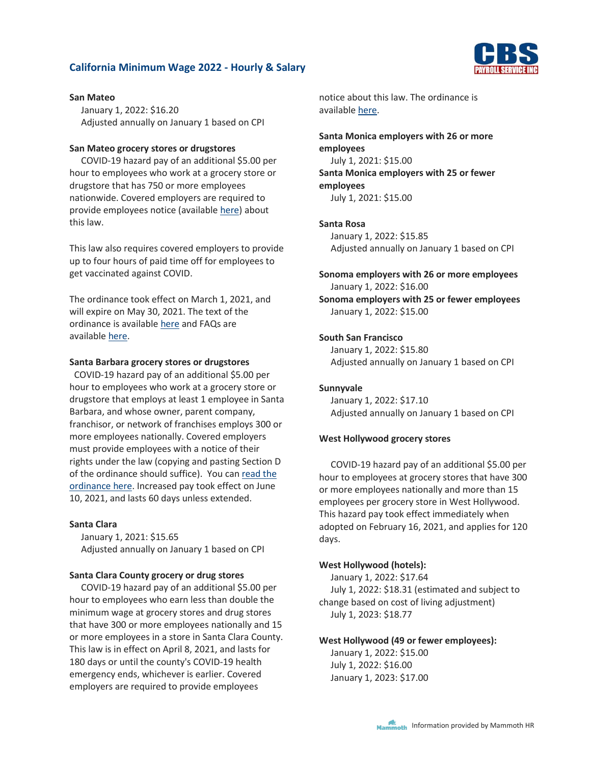**San Mateo**
January 1, 2022: $16.20
Adjusted annually on January 1 based on CPI

**San Mateo grocery stores or drugstores**
COVID-19 hazard pay of an additional $5.00 per hour to employees who work at a grocery store or drugstore that has 750 or more employees nationwide. Covered employers are required to provide employees notice (available here) about this law.

This law also requires covered employers to provide up to four hours of paid time off for employees to get vaccinated against COVID.

The ordinance took effect on March 1, 2021, and will expire on May 30, 2021. The text of the ordinance is available here and FAQs are available here.

**Santa Barbara grocery stores or drugstores**
COVID-19 hazard pay of an additional $5.00 per hour to employees who work at a grocery store or drugstore that employs at least 1 employee in Santa Barbara, and whose owner, parent company, franchisor, or network of franchises employs 300 or more employees nationally. Covered employers must provide employees with a notice of their rights under the law (copying and pasting Section D of the ordinance should suffice). You can read the ordinance here. Increased pay took effect on June 10, 2021, and lasts 60 days unless extended.

**Santa Clara**
January 1, 2021: $15.65
Adjusted annually on January 1 based on CPI

**Santa Clara County grocery or drug stores**
COVID-19 hazard pay of an additional $5.00 per hour to employees who earn less than double the minimum wage at grocery stores and drug stores that have 300 or more employees nationally and 15 or more employees in a store in Santa Clara County. This law is in effect on April 8, 2021, and lasts for 180 days or until the county's COVID-19 health emergency ends, whichever is earlier. Covered employers are required to provide employees notice about this law. The ordinance is available here.

**Santa Monica employers with 26 or more employees**
July 1, 2021: $15.00

**Santa Monica employers with 25 or fewer employees**
July 1, 2021: $15.00

**Santa Rosa**
January 1, 2022: $15.85
Adjusted annually on January 1 based on CPI

**Sonoma employers with 26 or more employees**
January 1, 2022: $16.00

**Sonoma employers with 25 or fewer employees**
January 1, 2022: $15.00

**South San Francisco**
January 1, 2022: $15.80
Adjusted annually on January 1 based on CPI

**Sunnyvale**
January 1, 2022: $17.10
Adjusted annually on January 1 based on CPI

**West Hollywood grocery stores**

COVID-19 hazard pay of an additional $5.00 per hour to employees at grocery stores that have 300 or more employees nationally and more than 15 employees per grocery store in West Hollywood. This hazard pay took effect immediately when adopted on February 16, 2021, and applies for 120 days.

**West Hollywood (hotels):**
January 1, 2022: $17.64
July 1, 2022: $18.31 (estimated and subject to change based on cost of living adjustment)
July 1, 2023: $18.77

**West Hollywood (49 or fewer employees):**
January 1, 2022: $15.00
July 1, 2022: $16.00
January 1, 2023: $17.00

Information provided by Mammoth HR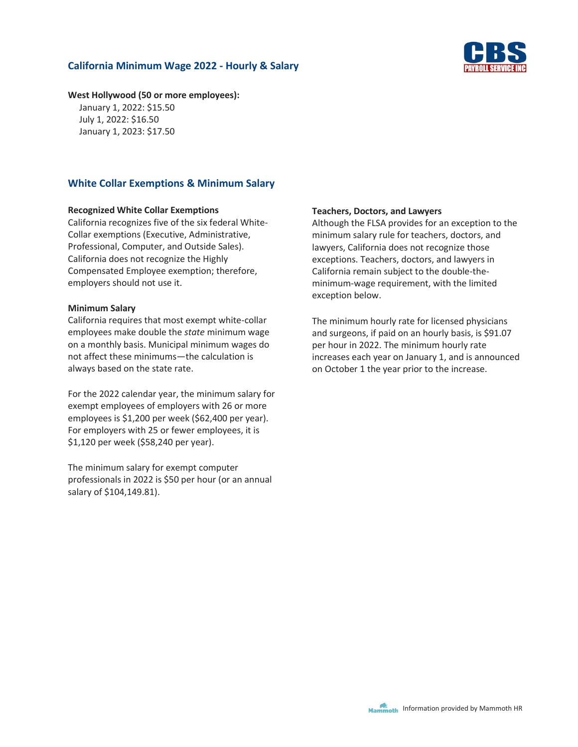## California Minimum Wage 2022 - Hourly & Salary

**West Hollywood (50 or more employees):**

January 1, 2022: $15.50
July 1, 2022: $16.50
January 1, 2023: $17.50

## White Collar Exemptions & Minimum Salary

**Recognized White Collar Exemptions**

California recognizes five of the six federal White-Collar exemptions (Executive, Administrative, Professional, Computer, and Outside Sales). California does not recognize the Highly Compensated Employee exemption; therefore, employers should not use it.

**Minimum Salary**

California requires that most exempt white-collar employees make double the *state* minimum wage on a monthly basis. Municipal minimum wages do not affect these minimums—the calculation is always based on the state rate.

For the 2022 calendar year, the minimum salary for exempt employees of employers with 26 or more employees is $1,200 per week ($62,400 per year). For employers with 25 or fewer employees, it is $1,120 per week ($58,240 per year).

The minimum salary for exempt computer professionals in 2022 is $50 per hour (or an annual salary of $104,149.81).

**Teachers, Doctors, and Lawyers**

Although the FLSA provides for an exception to the minimum salary rule for teachers, doctors, and lawyers, California does not recognize those exceptions. Teachers, doctors, and lawyers in California remain subject to the double-the-minimum-wage requirement, with the limited exception below.

The minimum hourly rate for licensed physicians and surgeons, if paid on an hourly basis, is $91.07 per hour in 2022. The minimum hourly rate increases each year on January 1, and is announced on October 1 the year prior to the increase.